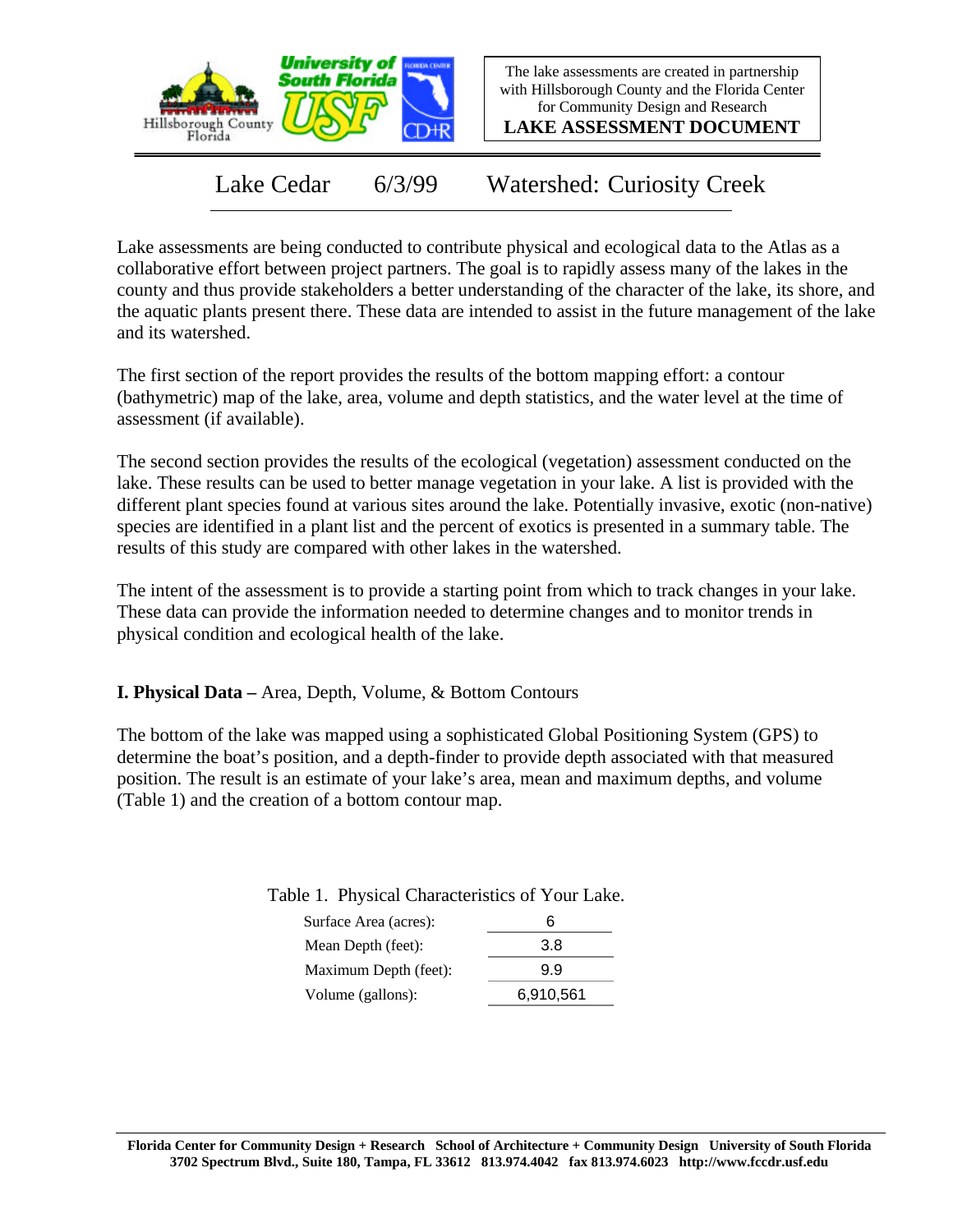The lake assessments are created in partnership with Hillsborough County and the Florida Center for Community Design and Research

**LAKE ASSESSMENT DOCUMENT**

# Lake Cedar 6/3/99 Watershed: Curiosity Creek

Lake assessments are being conducted to contribute physical and ecological data to the Atlas as a collaborative effort between project partners. The goal is to rapidly assess many of the lakes in the county and thus provide stakeholders a better understanding of the character of the lake, its shore, and the aquatic plants present there. These data are intended to assist in the future management of the lake and its watershed.

The first section of the report provides the results of the bottom mapping effort: a contour (bathymetric) map of the lake, area, volume and depth statistics, and the water level at the time of assessment (if available).

The second section provides the results of the ecological (vegetation) assessment conducted on the lake. These results can be used to better manage vegetation in your lake. A list is provided with the different plant species found at various sites around the lake. Potentially invasive, exotic (non-native) species are identified in a plant list and the percent of exotics is presented in a summary table. The results of this study are compared with other lakes in the watershed.

The intent of the assessment is to provide a starting point from which to track changes in your lake. These data can provide the information needed to determine changes and to monitor trends in physical condition and ecological health of the lake.

## I. Physical Data – Area, Depth, Volume, & Bottom Contours

The bottom of the lake was mapped using a sophisticated Global Positioning System (GPS) to determine the boat's position, and a depth-finder to provide depth associated with that measured position. The result is an estimate of your lake's area, mean and maximum depths, and volume (Table 1) and the creation of a bottom contour map.

Table 1. Physical Characteristics of Your Lake.

| | |
|---|---|
| Surface Area (acres): | 6 |
| Mean Depth (feet): | 3.8 |
| Maximum Depth (feet): | 9.9 |
| Volume (gallons): | 6,910,561 |

**Florida Center for Community Design + Research School of Architecture + Community Design University of South Florida**
**3702 Spectrum Blvd., Suite 180, Tampa, FL 33612 813.974.4042 fax 813.974.6023 http://www.fccdr.usf.edu**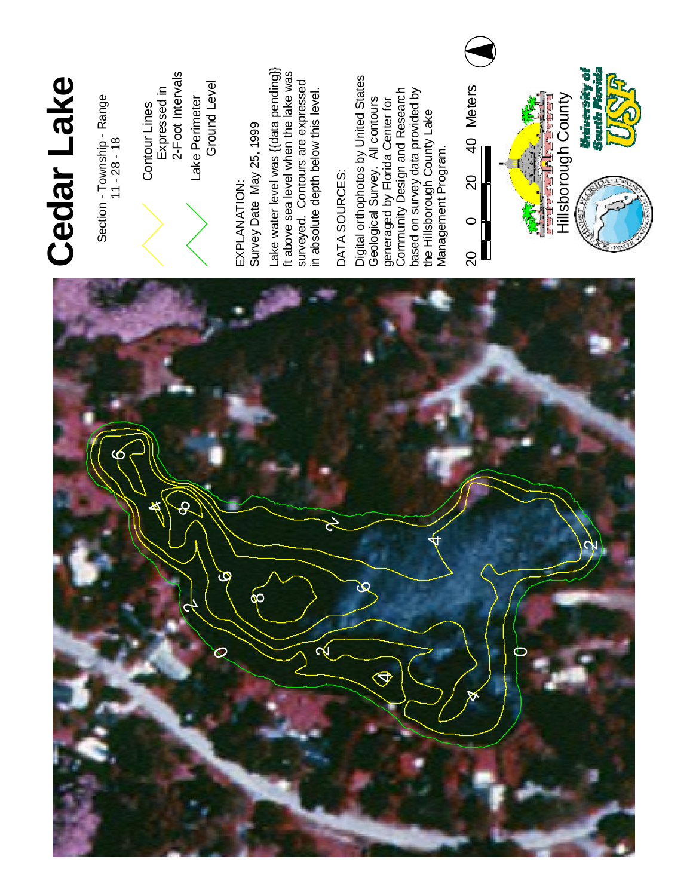# Cedar Lake

Section - Township - Range
11 - 28 - 18

Contour Lines
Expressed in
2-Foot Intervals

Lake Perimeter
Ground Level

EXPLANATION:
Survey Date May 25, 1999

Lake water level was {{data pending}} ft above sea level when the lake was surveyed. Contours are expressed in absolute depth below this level.

DATA SOURCES:

Digital orthophotos by United States Geological Survey. All contours generated by Florida Center for Community Design and Research based on survey data provided by the Hillsborough County Lake Management Program.

20 0 20 40 Meters

Hillsborough County

University of South Florida USF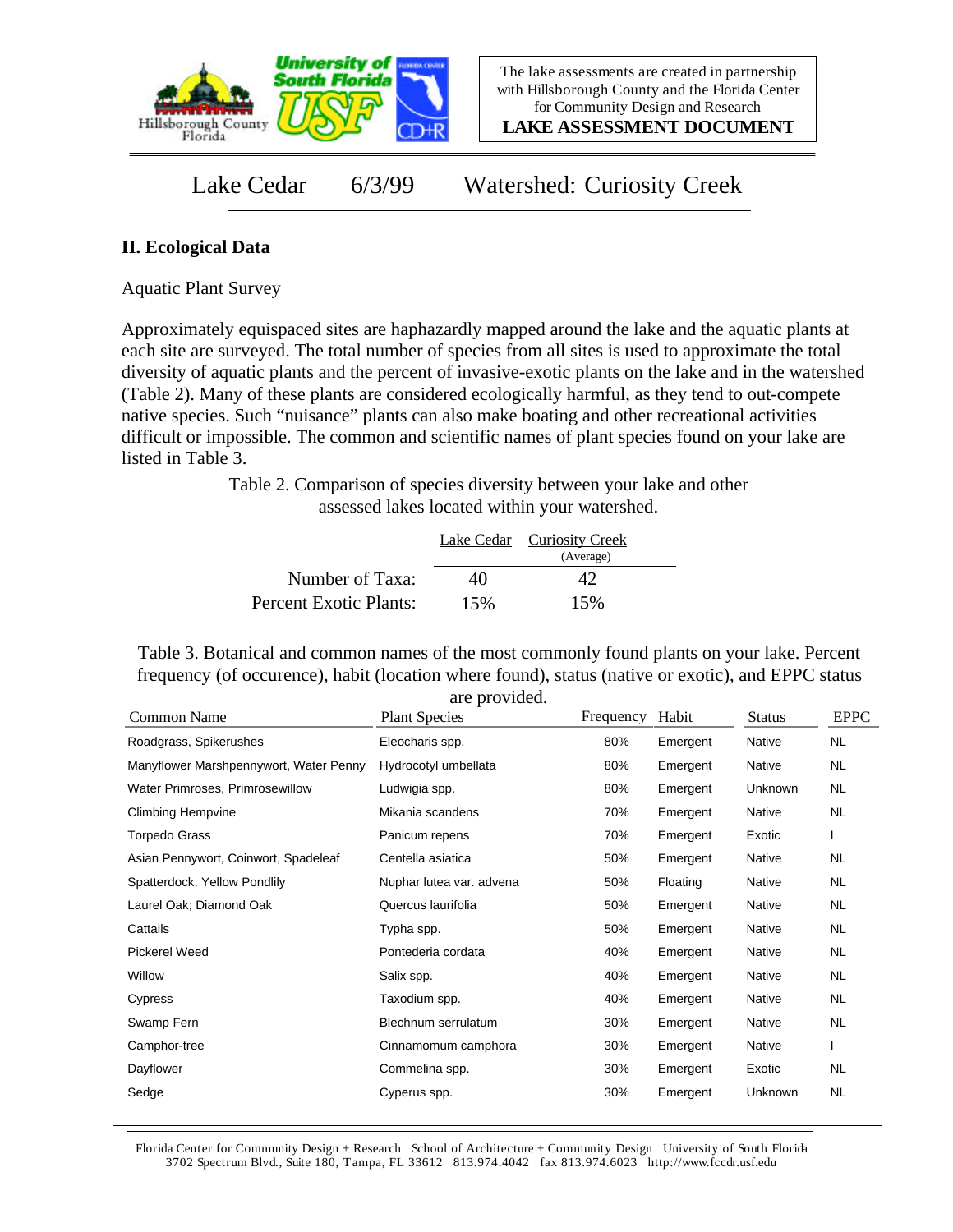The lake assessments are created in partnership with Hillsborough County and the Florida Center for Community Design and Research

**LAKE ASSESSMENT DOCUMENT**

# Lake Cedar 6/3/99 Watershed: Curiosity Creek

## II. Ecological Data

Aquatic Plant Survey

Approximately equispaced sites are haphazardly mapped around the lake and the aquatic plants at each site are surveyed. The total number of species from all sites is used to approximate the total diversity of aquatic plants and the percent of invasive-exotic plants on the lake and in the watershed (Table 2). Many of these plants are considered ecologically harmful, as they tend to out-compete native species. Such "nuisance" plants can also make boating and other recreational activities difficult or impossible. The common and scientific names of plant species found on your lake are listed in Table 3.

Table 2. Comparison of species diversity between your lake and other assessed lakes located within your watershed.

| | Lake Cedar | Curiosity Creek (Average) |
|---|---|---|
| Number of Taxa: | 40 | 42 |
| Percent Exotic Plants: | 15% | 15% |

Table 3. Botanical and common names of the most commonly found plants on your lake. Percent frequency (of occurence), habit (location where found), status (native or exotic), and EPPC status are provided.

| Common Name | Plant Species | Frequency | Habit | Status | EPPC |
|---|---|---|---|---|---|
| Roadgrass, Spikerushes | Eleocharis spp. | 80% | Emergent | Native | NL |
| Manyflower Marshpennywort, Water Penny | Hydrocotyl umbellata | 80% | Emergent | Native | NL |
| Water Primroses, Primrosewillow | Ludwigia spp. | 80% | Emergent | Unknown | NL |
| Climbing Hempvine | Mikania scandens | 70% | Emergent | Native | NL |
| Torpedo Grass | Panicum repens | 70% | Emergent | Exotic | I |
| Asian Pennywort, Coinwort, Spadeleaf | Centella asiatica | 50% | Emergent | Native | NL |
| Spatterdock, Yellow Pondlily | Nuphar lutea var. advena | 50% | Floating | Native | NL |
| Laurel Oak; Diamond Oak | Quercus laurifolia | 50% | Emergent | Native | NL |
| Cattails | Typha spp. | 50% | Emergent | Native | NL |
| Pickerel Weed | Pontederia cordata | 40% | Emergent | Native | NL |
| Willow | Salix spp. | 40% | Emergent | Native | NL |
| Cypress | Taxodium spp. | 40% | Emergent | Native | NL |
| Swamp Fern | Blechnum serrulatum | 30% | Emergent | Native | NL |
| Camphor-tree | Cinnamomum camphora | 30% | Emergent | Native | I |
| Dayflower | Commelina spp. | 30% | Emergent | Exotic | NL |
| Sedge | Cyperus spp. | 30% | Emergent | Unknown | NL |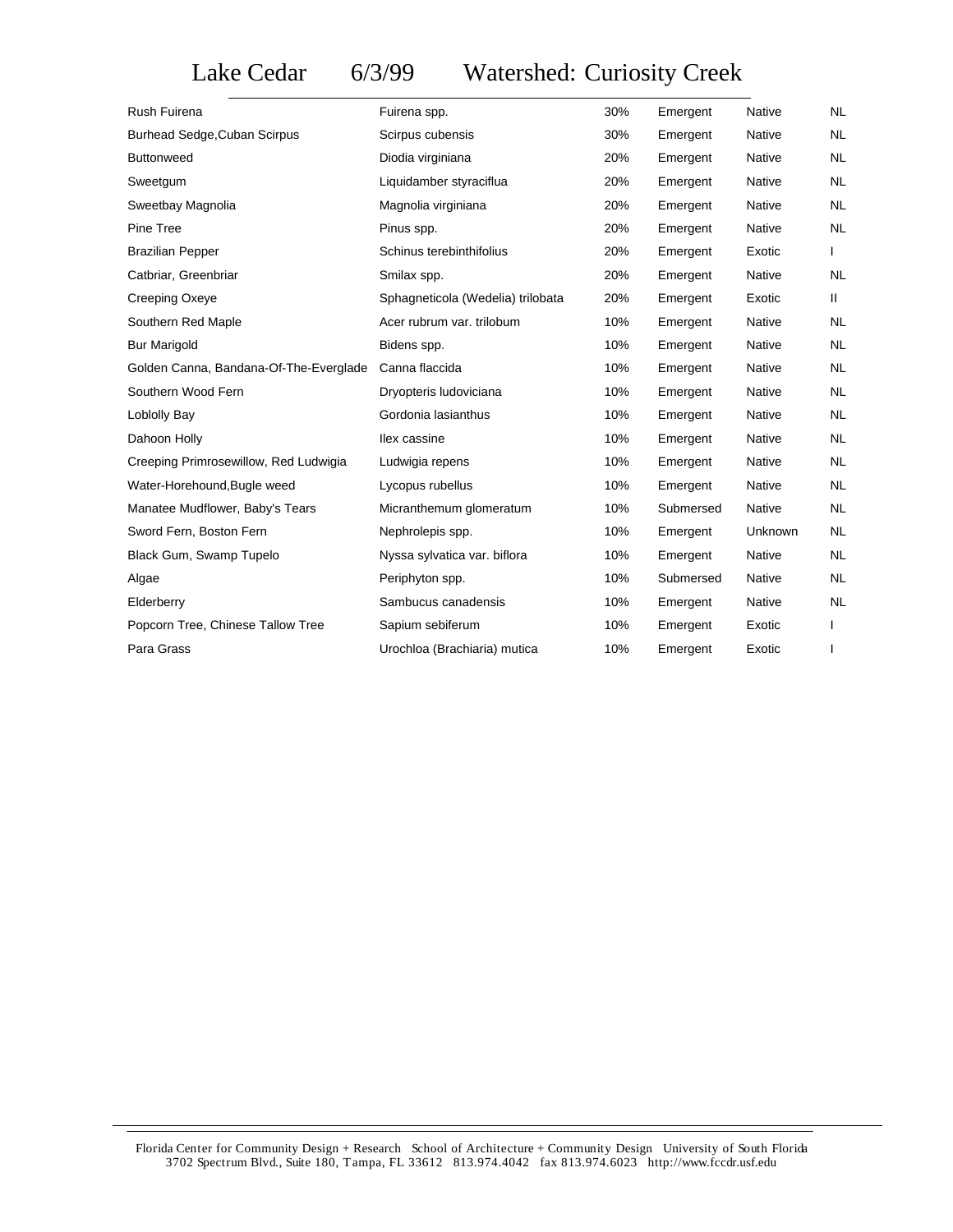# Lake Cedar 6/3/99 Watershed: Curiosity Creek

| | | | | | |
|---|---|---|---|---|---|
| Rush Fuirena | Fuirena spp. | 30% | Emergent | Native | NL |
| Burhead Sedge,Cuban Scirpus | Scirpus cubensis | 30% | Emergent | Native | NL |
| Buttonweed | Diodia virginiana | 20% | Emergent | Native | NL |
| Sweetgum | Liquidamber styraciflua | 20% | Emergent | Native | NL |
| Sweetbay Magnolia | Magnolia virginiana | 20% | Emergent | Native | NL |
| Pine Tree | Pinus spp. | 20% | Emergent | Native | NL |
| Brazilian Pepper | Schinus terebinthifolius | 20% | Emergent | Exotic | I |
| Catbriar, Greenbriar | Smilax spp. | 20% | Emergent | Native | NL |
| Creeping Oxeye | Sphagneticola (Wedelia) trilobata | 20% | Emergent | Exotic | II |
| Southern Red Maple | Acer rubrum var. trilobum | 10% | Emergent | Native | NL |
| Bur Marigold | Bidens spp. | 10% | Emergent | Native | NL |
| Golden Canna, Bandana-Of-The-Everglade | Canna flaccida | 10% | Emergent | Native | NL |
| Southern Wood Fern | Dryopteris ludoviciana | 10% | Emergent | Native | NL |
| Loblolly Bay | Gordonia lasianthus | 10% | Emergent | Native | NL |
| Dahoon Holly | Ilex cassine | 10% | Emergent | Native | NL |
| Creeping Primrosewillow, Red Ludwigia | Ludwigia repens | 10% | Emergent | Native | NL |
| Water-Horehound,Bugle weed | Lycopus rubellus | 10% | Emergent | Native | NL |
| Manatee Mudflower, Baby's Tears | Micranthemum glomeratum | 10% | Submersed | Native | NL |
| Sword Fern, Boston Fern | Nephrolepis spp. | 10% | Emergent | Unknown | NL |
| Black Gum, Swamp Tupelo | Nyssa sylvatica var. biflora | 10% | Emergent | Native | NL |
| Algae | Periphyton spp. | 10% | Submersed | Native | NL |
| Elderberry | Sambucus canadensis | 10% | Emergent | Native | NL |
| Popcorn Tree, Chinese Tallow Tree | Sapium sebiferum | 10% | Emergent | Exotic | I |
| Para Grass | Urochloa (Brachiaria) mutica | 10% | Emergent | Exotic | I |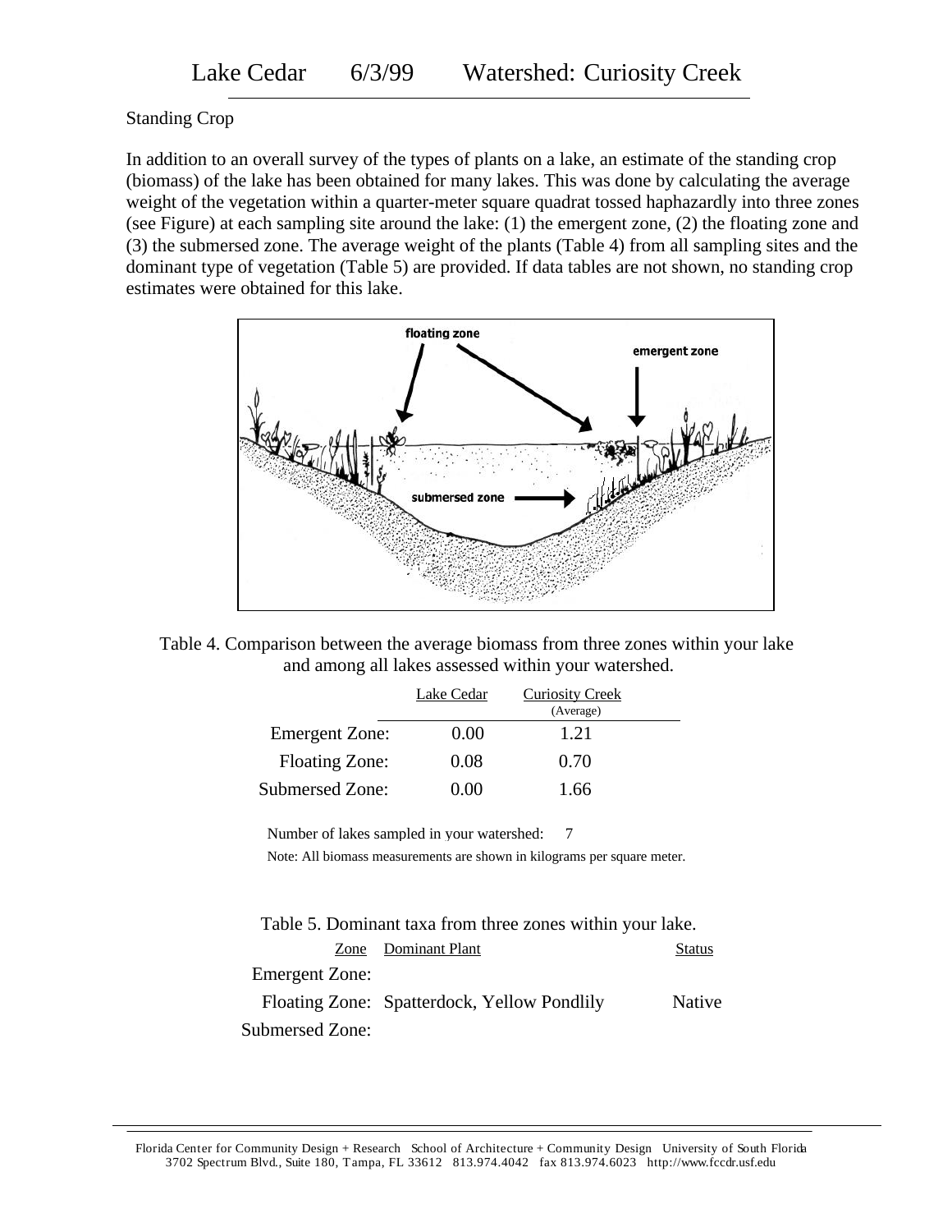# Lake Cedar 6/3/99 Watershed: Curiosity Creek

Standing Crop

In addition to an overall survey of the types of plants on a lake, an estimate of the standing crop (biomass) of the lake has been obtained for many lakes. This was done by calculating the average weight of the vegetation within a quarter-meter square quadrat tossed haphazardly into three zones (see Figure) at each sampling site around the lake: (1) the emergent zone, (2) the floating zone and (3) the submersed zone. The average weight of the plants (Table 4) from all sampling sites and the dominant type of vegetation (Table 5) are provided. If data tables are not shown, no standing crop estimates were obtained for this lake.

floating zone

emergent zone

submersed zone

Table 4. Comparison between the average biomass from three zones within your lake and among all lakes assessed within your watershed.

| | Lake Cedar | Curiosity Creek (Average) |
|---|---|---|
| Emergent Zone: | 0.00 | 1.21 |
| Floating Zone: | 0.08 | 0.70 |
| Submersed Zone: | 0.00 | 1.66 |

Number of lakes sampled in your watershed: 7

Note: All biomass measurements are shown in kilograms per square meter.

Table 5. Dominant taxa from three zones within your lake.

| Zone | Dominant Plant | Status |
|---|---|---|
| Emergent Zone: | | |
| Floating Zone: | Spatterdock, Yellow Pondlily | Native |
| Submersed Zone: | | |